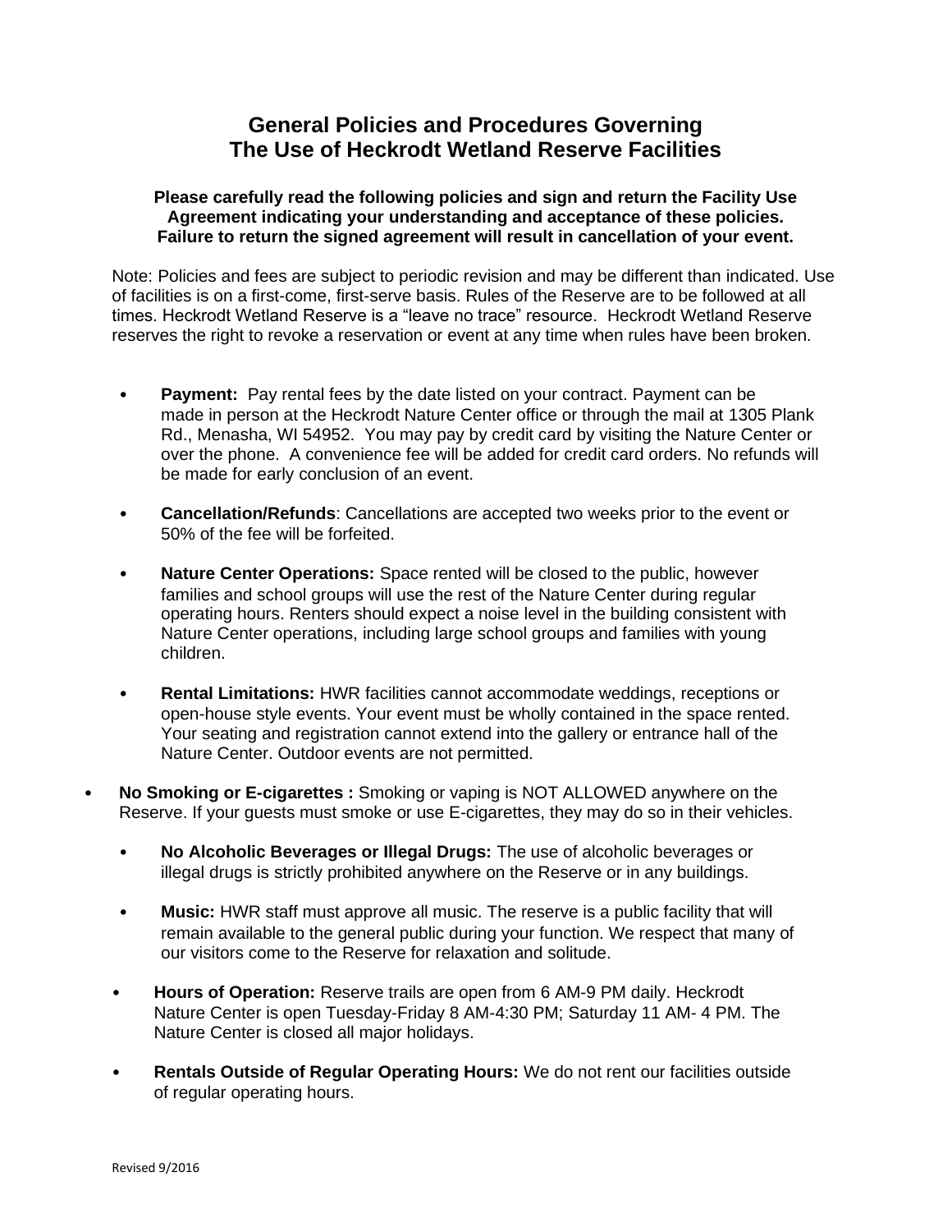# General Policies and Procedures Governing The Use of Heckrodt Wetland Reserve Facilities

**Please carefully read the following policies and sign and return the Facility Use Agreement indicating your understanding and acceptance of these policies. Failure to return the signed agreement will result in cancellation of your event.**

Note: Policies and fees are subject to periodic revision and may be different than indicated. Use of facilities is on a first-come, first-serve basis. Rules of the Reserve are to be followed at all times. Heckrodt Wetland Reserve is a "leave no trace" resource. Heckrodt Wetland Reserve reserves the right to revoke a reservation or event at any time when rules have been broken.

- **Payment:** Pay rental fees by the date listed on your contract. Payment can be made in person at the Heckrodt Nature Center office or through the mail at 1305 Plank Rd., Menasha, WI 54952. You may pay by credit card by visiting the Nature Center or over the phone. A convenience fee will be added for credit card orders. No refunds will be made for early conclusion of an event.
- **Cancellation/Refunds**: Cancellations are accepted two weeks prior to the event or 50% of the fee will be forfeited.
- **Nature Center Operations:** Space rented will be closed to the public, however families and school groups will use the rest of the Nature Center during regular operating hours. Renters should expect a noise level in the building consistent with Nature Center operations, including large school groups and families with young children.
- **Rental Limitations:** HWR facilities cannot accommodate weddings, receptions or open-house style events. Your event must be wholly contained in the space rented. Your seating and registration cannot extend into the gallery or entrance hall of the Nature Center. Outdoor events are not permitted.
- **No Smoking or E-cigarettes :** Smoking or vaping is NOT ALLOWED anywhere on the Reserve. If your guests must smoke or use E-cigarettes, they may do so in their vehicles.
- **No Alcoholic Beverages or Illegal Drugs:** The use of alcoholic beverages or illegal drugs is strictly prohibited anywhere on the Reserve or in any buildings.
- **Music:** HWR staff must approve all music. The reserve is a public facility that will remain available to the general public during your function. We respect that many of our visitors come to the Reserve for relaxation and solitude.
- **Hours of Operation:** Reserve trails are open from 6 AM-9 PM daily. Heckrodt Nature Center is open Tuesday-Friday 8 AM-4:30 PM; Saturday 11 AM- 4 PM. The Nature Center is closed all major holidays.
- **Rentals Outside of Regular Operating Hours:** We do not rent our facilities outside of regular operating hours.

Revised 9/2016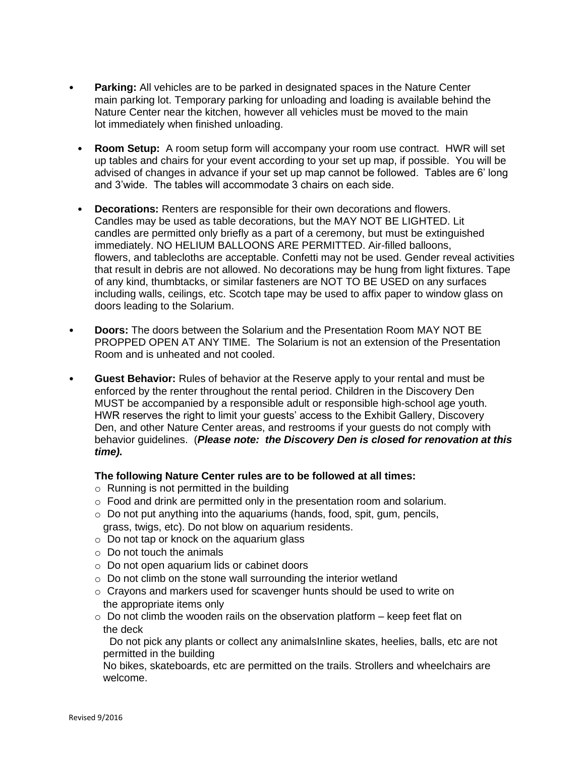- **Parking:** All vehicles are to be parked in designated spaces in the Nature Center main parking lot. Temporary parking for unloading and loading is available behind the Nature Center near the kitchen, however all vehicles must be moved to the main lot immediately when finished unloading.

- **Room Setup:** A room setup form will accompany your room use contract. HWR will set up tables and chairs for your event according to your set up map, if possible. You will be advised of changes in advance if your set up map cannot be followed. Tables are 6' long and 3'wide. The tables will accommodate 3 chairs on each side.

- **Decorations:** Renters are responsible for their own decorations and flowers. Candles may be used as table decorations, but the MAY NOT BE LIGHTED. Lit candles are permitted only briefly as a part of a ceremony, but must be extinguished immediately. NO HELIUM BALLOONS ARE PERMITTED. Air-filled balloons, flowers, and tablecloths are acceptable. Confetti may not be used. Gender reveal activities that result in debris are not allowed. No decorations may be hung from light fixtures. Tape of any kind, thumbtacks, or similar fasteners are NOT TO BE USED on any surfaces including walls, ceilings, etc. Scotch tape may be used to affix paper to window glass on doors leading to the Solarium.

- **Doors:** The doors between the Solarium and the Presentation Room MAY NOT BE PROPPED OPEN AT ANY TIME. The Solarium is not an extension of the Presentation Room and is unheated and not cooled.

- **Guest Behavior:** Rules of behavior at the Reserve apply to your rental and must be enforced by the renter throughout the rental period. Children in the Discovery Den MUST be accompanied by a responsible adult or responsible high-school age youth. HWR reserves the right to limit your guests' access to the Exhibit Gallery, Discovery Den, and other Nature Center areas, and restrooms if your guests do not comply with behavior guidelines. (***Please note: the Discovery Den is closed for renovation at this time).***

  **The following Nature Center rules are to be followed at all times:**

  - Running is not permitted in the building
  - Food and drink are permitted only in the presentation room and solarium.
  - Do not put anything into the aquariums (hands, food, spit, gum, pencils, grass, twigs, etc). Do not blow on aquarium residents.
  - Do not tap or knock on the aquarium glass
  - Do not touch the animals
  - Do not open aquarium lids or cabinet doors
  - Do not climb on the stone wall surrounding the interior wetland
  - Crayons and markers used for scavenger hunts should be used to write on the appropriate items only
  - Do not climb the wooden rails on the observation platform – keep feet flat on the deck

    Do not pick any plants or collect any animalsInline skates, heelies, balls, etc are not permitted in the building

    No bikes, skateboards, etc are permitted on the trails. Strollers and wheelchairs are welcome.

Revised 9/2016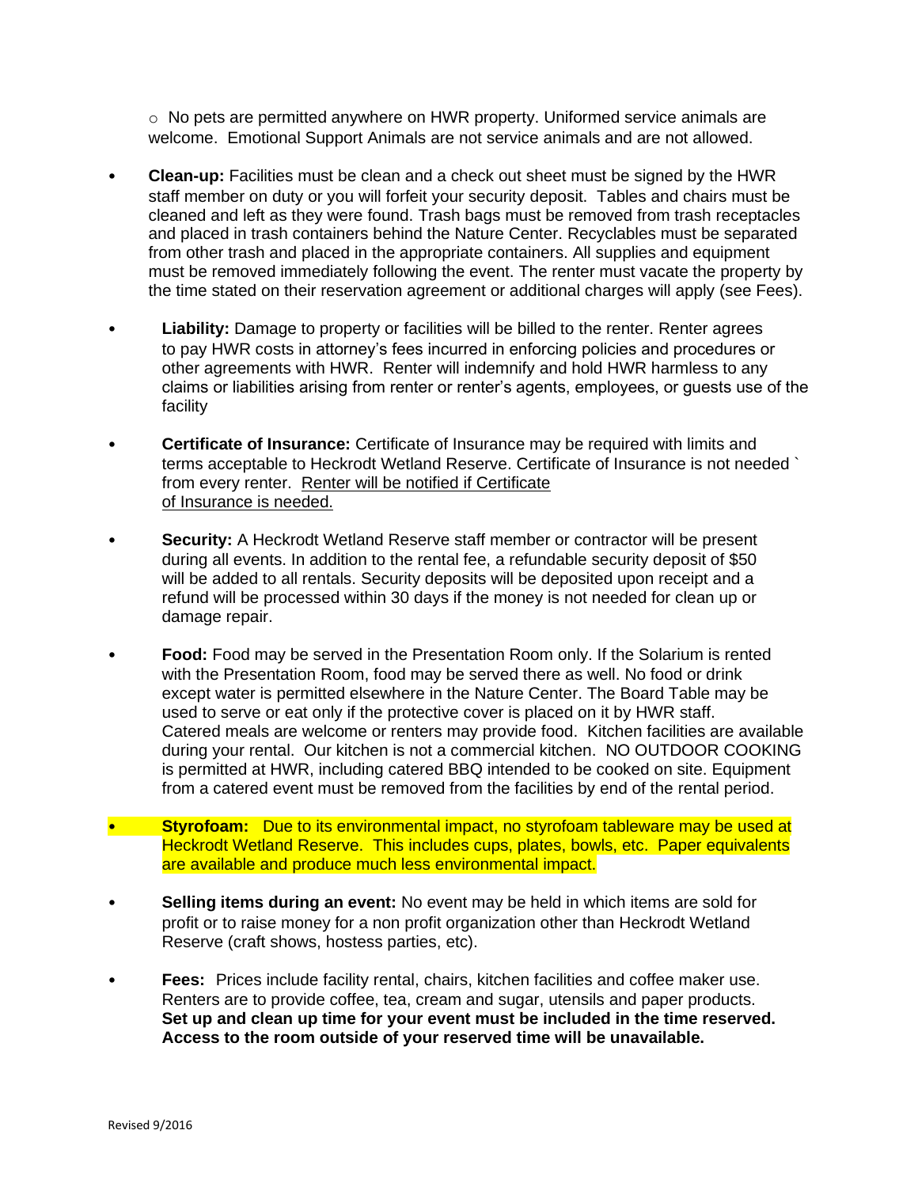- No pets are permitted anywhere on HWR property. Uniformed service animals are welcome. Emotional Support Animals are not service animals and are not allowed.

- **Clean-up:** Facilities must be clean and a check out sheet must be signed by the HWR staff member on duty or you will forfeit your security deposit. Tables and chairs must be cleaned and left as they were found. Trash bags must be removed from trash receptacles and placed in trash containers behind the Nature Center. Recyclables must be separated from other trash and placed in the appropriate containers. All supplies and equipment must be removed immediately following the event. The renter must vacate the property by the time stated on their reservation agreement or additional charges will apply (see Fees).

- **Liability:** Damage to property or facilities will be billed to the renter. Renter agrees to pay HWR costs in attorney's fees incurred in enforcing policies and procedures or other agreements with HWR. Renter will indemnify and hold HWR harmless to any claims or liabilities arising from renter or renter's agents, employees, or guests use of the facility

- **Certificate of Insurance:** Certificate of Insurance may be required with limits and terms acceptable to Heckrodt Wetland Reserve. Certificate of Insurance is not needed ` from every renter. <u>Renter will be notified if Certificate of Insurance is needed.</u>

- **Security:** A Heckrodt Wetland Reserve staff member or contractor will be present during all events. In addition to the rental fee, a refundable security deposit of $50 will be added to all rentals. Security deposits will be deposited upon receipt and a refund will be processed within 30 days if the money is not needed for clean up or damage repair.

- **Food:** Food may be served in the Presentation Room only. If the Solarium is rented with the Presentation Room, food may be served there as well. No food or drink except water is permitted elsewhere in the Nature Center. The Board Table may be used to serve or eat only if the protective cover is placed on it by HWR staff. Catered meals are welcome or renters may provide food. Kitchen facilities are available during your rental. Our kitchen is not a commercial kitchen. NO OUTDOOR COOKING is permitted at HWR, including catered BBQ intended to be cooked on site. Equipment from a catered event must be removed from the facilities by end of the rental period.

- **Styrofoam:** Due to its environmental impact, no styrofoam tableware may be used at Heckrodt Wetland Reserve. This includes cups, plates, bowls, etc. Paper equivalents are available and produce much less environmental impact.

- **Selling items during an event:** No event may be held in which items are sold for profit or to raise money for a non profit organization other than Heckrodt Wetland Reserve (craft shows, hostess parties, etc).

- **Fees:** Prices include facility rental, chairs, kitchen facilities and coffee maker use. Renters are to provide coffee, tea, cream and sugar, utensils and paper products. **Set up and clean up time for your event must be included in the time reserved. Access to the room outside of your reserved time will be unavailable.**

Revised 9/2016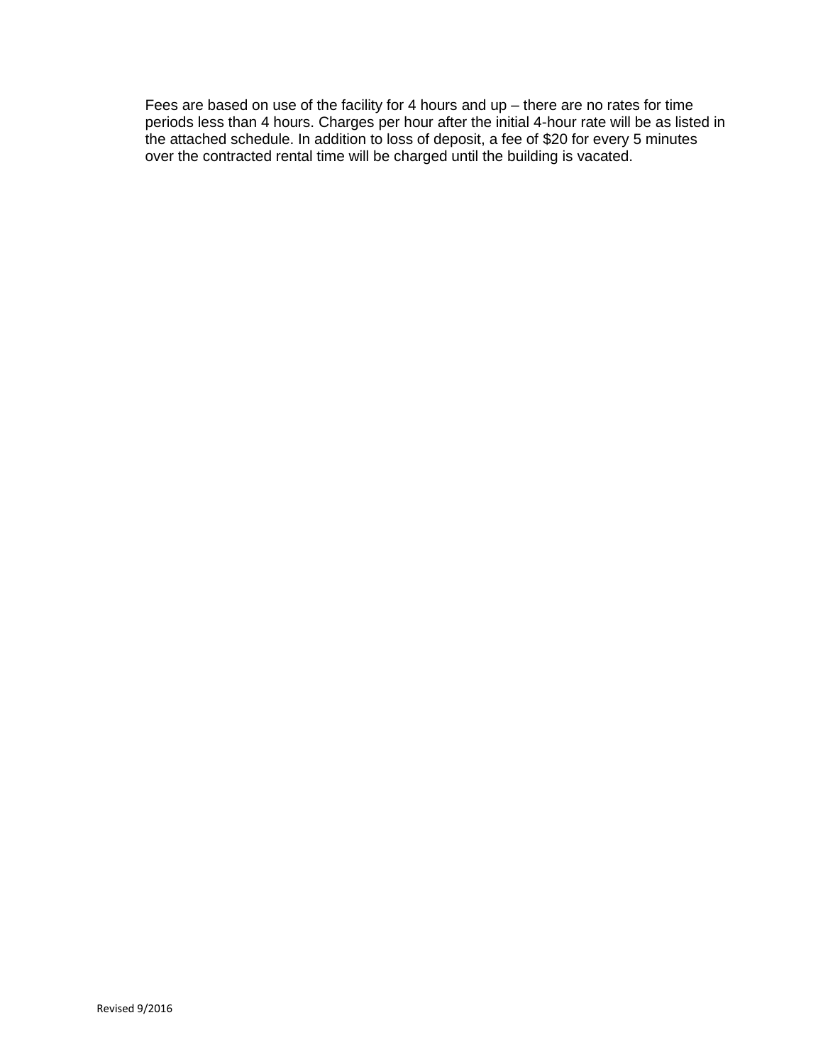Fees are based on use of the facility for 4 hours and up – there are no rates for time periods less than 4 hours. Charges per hour after the initial 4-hour rate will be as listed in the attached schedule. In addition to loss of deposit, a fee of $20 for every 5 minutes over the contracted rental time will be charged until the building is vacated.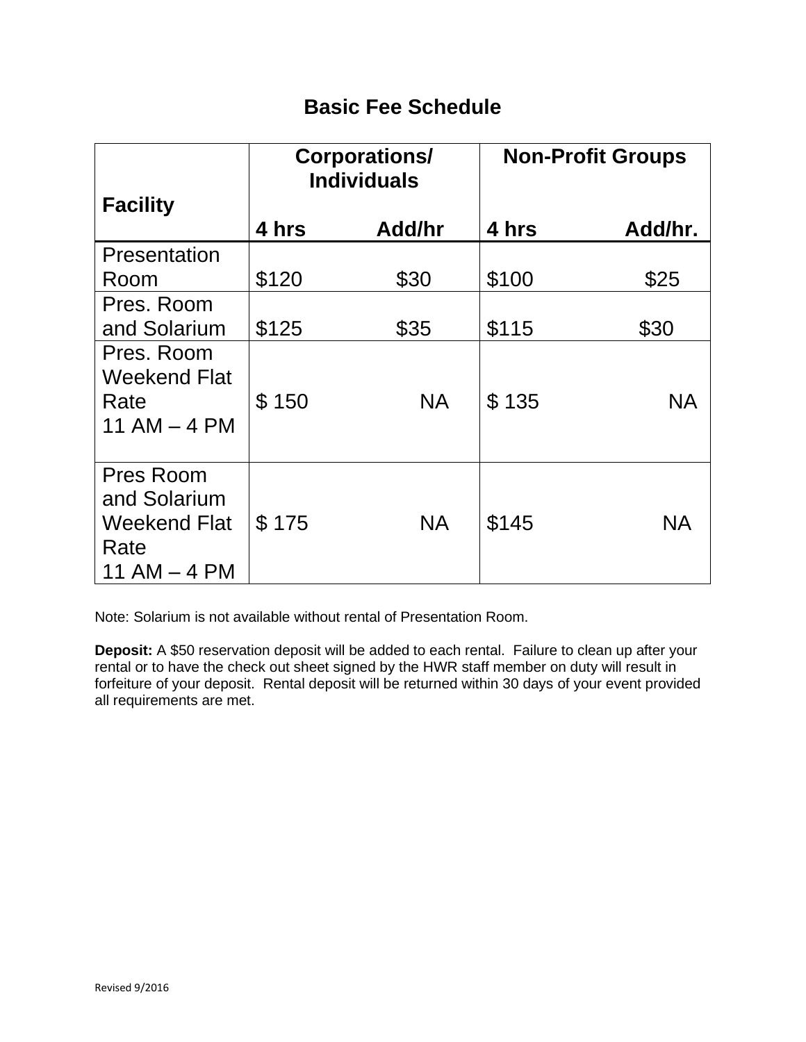## Basic Fee Schedule

| Facility | Corporations/ Individuals | | Non-Profit Groups | |
|---|---|---|---|---|
| | 4 hrs | Add/hr | 4 hrs | Add/hr. |
| Presentation Room | $120 | $30 | $100 | $25 |
| Pres. Room and Solarium | $125 | $35 | $115 | $30 |
| Pres. Room Weekend Flat Rate 11 AM – 4 PM | $ 150 | NA | $ 135 | NA |
| Pres Room and Solarium Weekend Flat Rate 11 AM – 4 PM | $ 175 | NA | $145 | NA |

Note: Solarium is not available without rental of Presentation Room.

**Deposit:** A $50 reservation deposit will be added to each rental. Failure to clean up after your rental or to have the check out sheet signed by the HWR staff member on duty will result in forfeiture of your deposit. Rental deposit will be returned within 30 days of your event provided all requirements are met.

Revised 9/2016